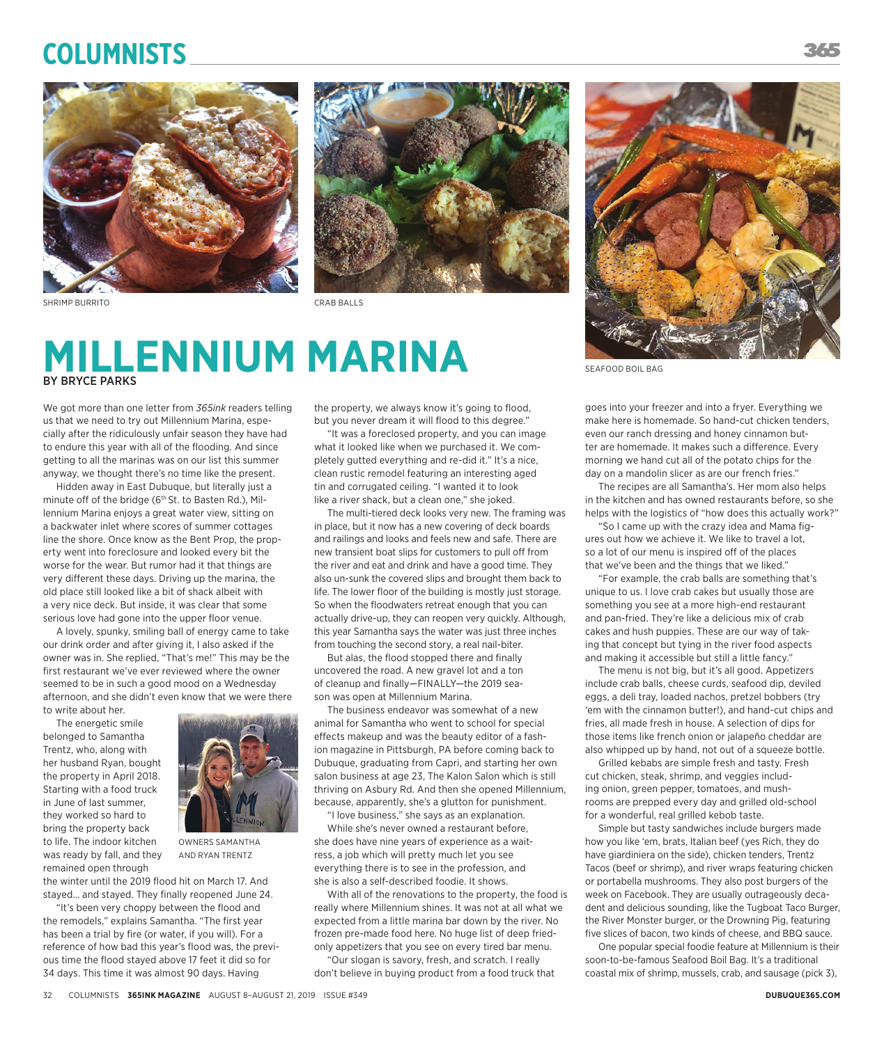SHRIMP BURRITO

CRAB BALLS

SEAFOOD BOIL BAG

# MILLENNIUM MARINA

BY BRYCE PARKS

We got more than one letter from *365ink* readers telling us that we need to try out Millennium Marina, especially after the ridiculously unfair season they have had to endure this year with all of the flooding. And since getting to all the marinas was on our list this summer anyway, we thought there's no time like the present.

Hidden away in East Dubuque, but literally just a minute off of the bridge (6th St. to Basten Rd.), Millennium Marina enjoys a great water view, sitting on a backwater inlet where scores of summer cottages line the shore. Once know as the Bent Prop, the property went into foreclosure and looked every bit the worse for the wear. But rumor had it that things are very different these days. Driving up the marina, the old place still looked like a bit of shack albeit with a very nice deck. But inside, it was clear that some serious love had gone into the upper floor venue.

A lovely, spunky, smiling ball of energy came to take our drink order and after giving it, I also asked if the owner was in. She replied, "That's me!" This may be the first restaurant we've ever reviewed where the owner seemed to be in such a good mood on a Wednesday afternoon, and she didn't even know that we were there to write about her.

The energetic smile belonged to Samantha Trentz, who, along with her husband Ryan, bought the property in April 2018. Starting with a food truck in June of last summer, they worked so hard to bring the property back to life. The indoor kitchen was ready by fall, and they remained open through the winter until the 2019 flood hit on March 17. And stayed… and stayed. They finally reopened June 24.

OWNERS SAMANTHA AND RYAN TRENTZ

"It's been very choppy between the flood and the remodels," explains Samantha. "The first year has been a trial by fire (or water, if you will). For a reference of how bad this year's flood was, the previous time the flood stayed above 17 feet it did so for 34 days. This time it was almost 90 days. Having the property, we always know it's going to flood, but you never dream it will flood to this degree."

"It was a foreclosed property, and you can image what it looked like when we purchased it. We completely gutted everything and re-did it." It's a nice, clean rustic remodel featuring an interesting aged tin and corrugated ceiling. "I wanted it to look like a river shack, but a clean one," she joked.

The multi-tiered deck looks very new. The framing was in place, but it now has a new covering of deck boards and railings and looks and feels new and safe. There are new transient boat slips for customers to pull off from the river and eat and drink and have a good time. They also un-sunk the covered slips and brought them back to life. The lower floor of the building is mostly just storage. So when the floodwaters retreat enough that you can actually drive-up, they can reopen very quickly. Although, this year Samantha says the water was just three inches from touching the second story, a real nail-biter.

But alas, the flood stopped there and finally uncovered the road. A new gravel lot and a ton of cleanup and finally—FINALLY—the 2019 season was open at Millennium Marina.

The business endeavor was somewhat of a new animal for Samantha who went to school for special effects makeup and was the beauty editor of a fashion magazine in Pittsburgh, PA before coming back to Dubuque, graduating from Capri, and starting her own salon business at age 23, The Kalon Salon which is still thriving on Asbury Rd. And then she opened Millennium, because, apparently, she's a glutton for punishment.

"I love business," she says as an explanation.

While she's never owned a restaurant before, she does have nine years of experience as a waitress, a job which will pretty much let you see everything there is to see in the profession, and she is also a self-described foodie. It shows.

With all of the renovations to the property, the food is really where Millennium shines. It was not at all what we expected from a little marina bar down by the river. No frozen pre-made food here. No huge list of deep fried-only appetizers that you see on every tired bar menu.

"Our slogan is savory, fresh, and scratch. I really don't believe in buying product from a food truck that goes into your freezer and into a fryer. Everything we make here is homemade. So hand-cut chicken tenders, even our ranch dressing and honey cinnamon butter are homemade. It makes such a difference. Every morning we hand cut all of the potato chips for the day on a mandolin slicer as are our french fries."

The recipes are all Samantha's. Her mom also helps in the kitchen and has owned restaurants before, so she helps with the logistics of "how does this actually work?"

"So I came up with the crazy idea and Mama figures out how we achieve it. We like to travel a lot, so a lot of our menu is inspired off of the places that we've been and the things that we liked."

"For example, the crab balls are something that's unique to us. I love crab cakes but usually those are something you see at a more high-end restaurant and pan-fried. They're like a delicious mix of crab cakes and hush puppies. These are our way of taking that concept but tying in the river food aspects and making it accessible but still a little fancy."

The menu is not big, but it's all good. Appetizers include crab balls, cheese curds, seafood dip, deviled eggs, a deli tray, loaded nachos, pretzel bobbers (try 'em with the cinnamon butter!), and hand-cut chips and fries, all made fresh in house. A selection of dips for those items like french onion or jalapeño cheddar are also whipped up by hand, not out of a squeeze bottle.

Grilled kebabs are simple fresh and tasty. Fresh cut chicken, steak, shrimp, and veggies including onion, green pepper, tomatoes, and mushrooms are prepped every day and grilled old-school for a wonderful, real grilled kebob taste.

Simple but tasty sandwiches include burgers made how you like 'em, brats, Italian beef (yes Rich, they do have giardiniera on the side), chicken tenders, Trentz Tacos (beef or shrimp), and river wraps featuring chicken or portabella mushrooms. They also post burgers of the week on Facebook. They are usually outrageously decadent and delicious sounding, like the Tugboat Taco Burger, the River Monster burger, or the Drowning Pig, featuring five slices of bacon, two kinds of cheese, and BBQ sauce.

One popular special foodie feature at Millennium is their soon-to-be-famous Seafood Boil Bag. It's a traditional coastal mix of shrimp, mussels, crab, and sausage (pick 3),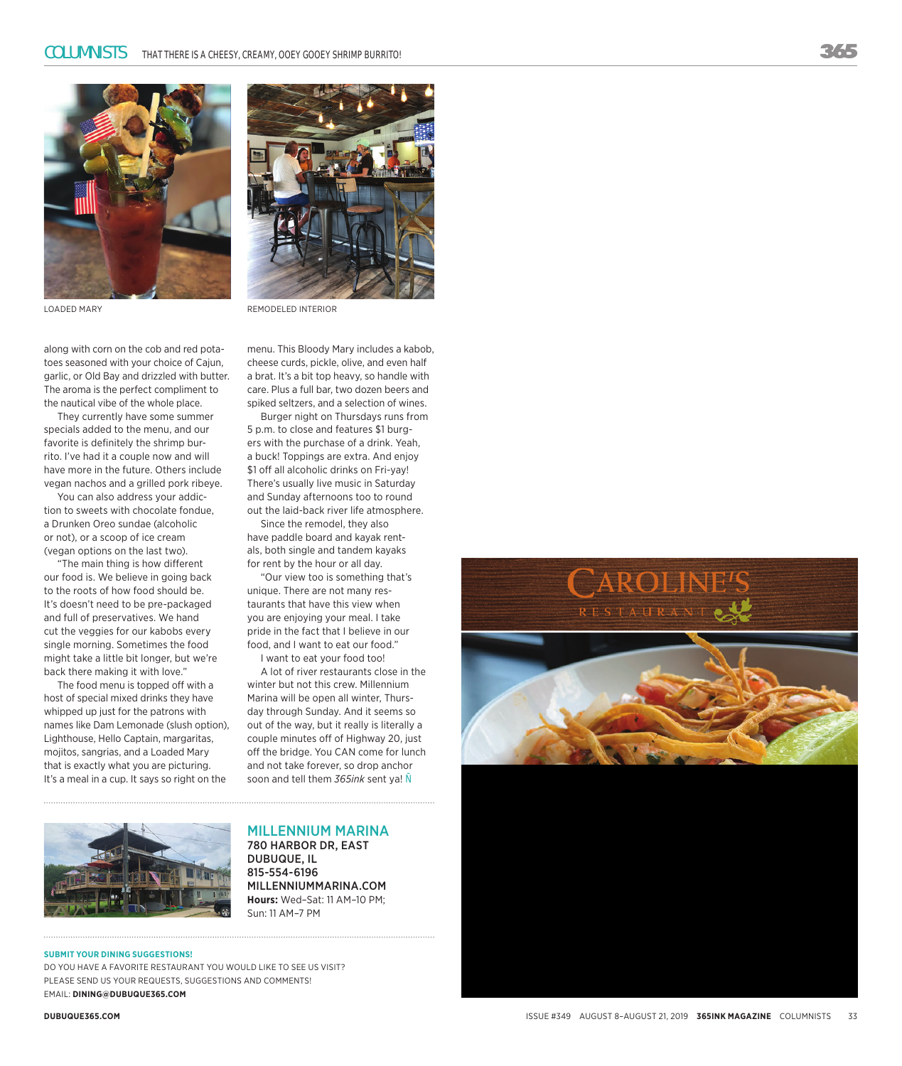LOADED MARY

REMODELED INTERIOR

along with corn on the cob and red potatoes seasoned with your choice of Cajun, garlic, or Old Bay and drizzled with butter. The aroma is the perfect compliment to the nautical vibe of the whole place.

They currently have some summer specials added to the menu, and our favorite is definitely the shrimp burrito. I've had it a couple now and will have more in the future. Others include vegan nachos and a grilled pork ribeye.

You can also address your addiction to sweets with chocolate fondue, a Drunken Oreo sundae (alcoholic or not), or a scoop of ice cream (vegan options on the last two).

"The main thing is how different our food is. We believe in going back to the roots of how food should be. It's doesn't need to be pre-packaged and full of preservatives. We hand cut the veggies for our kabobs every single morning. Sometimes the food might take a little bit longer, but we're back there making it with love."

The food menu is topped off with a host of special mixed drinks they have whipped up just for the patrons with names like Dam Lemonade (slush option), Lighthouse, Hello Captain, margaritas, mojitos, sangrias, and a Loaded Mary that is exactly what you are picturing. It's a meal in a cup. It says so right on the menu. This Bloody Mary includes a kabob, cheese curds, pickle, olive, and even half a brat. It's a bit top heavy, so handle with care. Plus a full bar, two dozen beers and spiked seltzers, and a selection of wines.

Burger night on Thursdays runs from 5 p.m. to close and features $1 burgers with the purchase of a drink. Yeah, a buck! Toppings are extra. And enjoy $1 off all alcoholic drinks on Fri-yay! There's usually live music in Saturday and Sunday afternoons too to round out the laid-back river life atmosphere.

Since the remodel, they also have paddle board and kayak rentals, both single and tandem kayaks for rent by the hour or all day.

"Our view too is something that's unique. There are not many restaurants that have this view when you are enjoying your meal. I take pride in the fact that I believe in our food, and I want to eat our food."

I want to eat your food too!

A lot of river restaurants close in the winter but not this crew. Millennium Marina will be open all winter, Thursday through Sunday. And it seems so out of the way, but it really is literally a couple minutes off of Highway 20, just off the bridge. You CAN come for lunch and not take forever, so drop anchor soon and tell them *365ink* sent ya!

## MILLENNIUM MARINA

**780 HARBOR DR, EAST DUBUQUE, IL**
**815-554-6196**
**MILLENNIUMMARINA.COM**
**Hours:** Wed–Sat: 11 AM–10 PM; Sun: 11 AM–7 PM

**SUBMIT YOUR DINING SUGGESTIONS!**
DO YOU HAVE A FAVORITE RESTAURANT YOU WOULD LIKE TO SEE US VISIT? PLEASE SEND US YOUR REQUESTS, SUGGESTIONS AND COMMENTS!
EMAIL: **DINING@DUBUQUE365.COM**

CAROLINE'S RESTAURANT